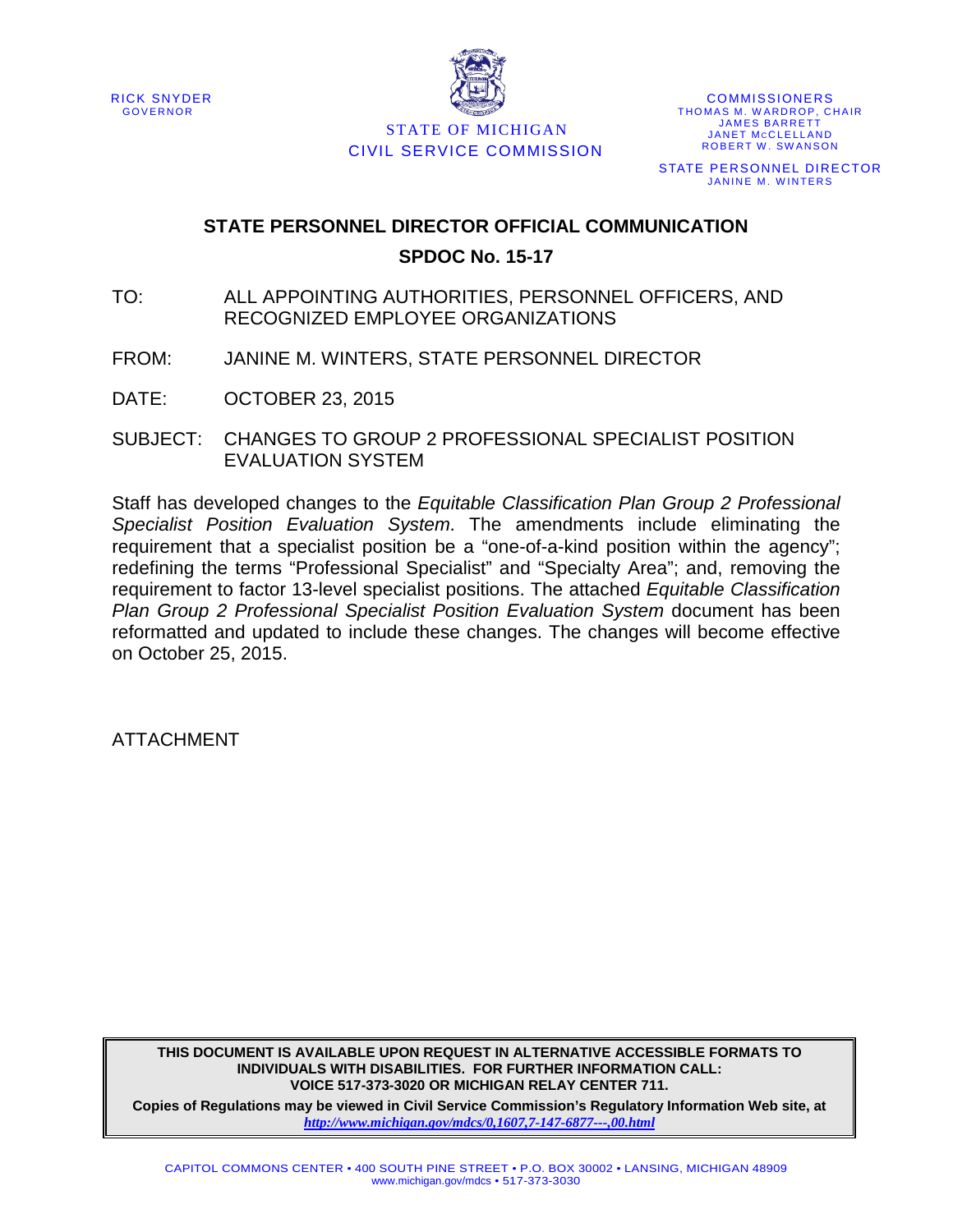RICK SNYDER
GOVERNOR

STATE OF MICHIGAN
CIVIL SERVICE COMMISSION

COMMISSIONERS
THOMAS M. WARDROP, CHAIR
JAMES BARRETT
JANET MCCLELLAND
ROBERT W. SWANSON

STATE PERSONNEL DIRECTOR
JANINE M. WINTERS

## STATE PERSONNEL DIRECTOR OFFICIAL COMMUNICATION

## SPDOC No. 15-17

TO: ALL APPOINTING AUTHORITIES, PERSONNEL OFFICERS, AND RECOGNIZED EMPLOYEE ORGANIZATIONS

FROM: JANINE M. WINTERS, STATE PERSONNEL DIRECTOR

DATE: OCTOBER 23, 2015

SUBJECT: CHANGES TO GROUP 2 PROFESSIONAL SPECIALIST POSITION EVALUATION SYSTEM

Staff has developed changes to the *Equitable Classification Plan Group 2 Professional Specialist Position Evaluation System*. The amendments include eliminating the requirement that a specialist position be a "one-of-a-kind position within the agency"; redefining the terms "Professional Specialist" and "Specialty Area"; and, removing the requirement to factor 13-level specialist positions. The attached *Equitable Classification Plan Group 2 Professional Specialist Position Evaluation System* document has been reformatted and updated to include these changes. The changes will become effective on October 25, 2015.

ATTACHMENT

**THIS DOCUMENT IS AVAILABLE UPON REQUEST IN ALTERNATIVE ACCESSIBLE FORMATS TO INDIVIDUALS WITH DISABILITIES. FOR FURTHER INFORMATION CALL: VOICE 517-373-3020 OR MICHIGAN RELAY CENTER 711.**

**Copies of Regulations may be viewed in Civil Service Commission's Regulatory Information Web site, at** ***http://www.michigan.gov/mdcs/0,1607,7-147-6877---,00.html***

CAPITOL COMMONS CENTER • 400 SOUTH PINE STREET • P.O. BOX 30002 • LANSING, MICHIGAN 48909
www.michigan.gov/mdcs • 517-373-3030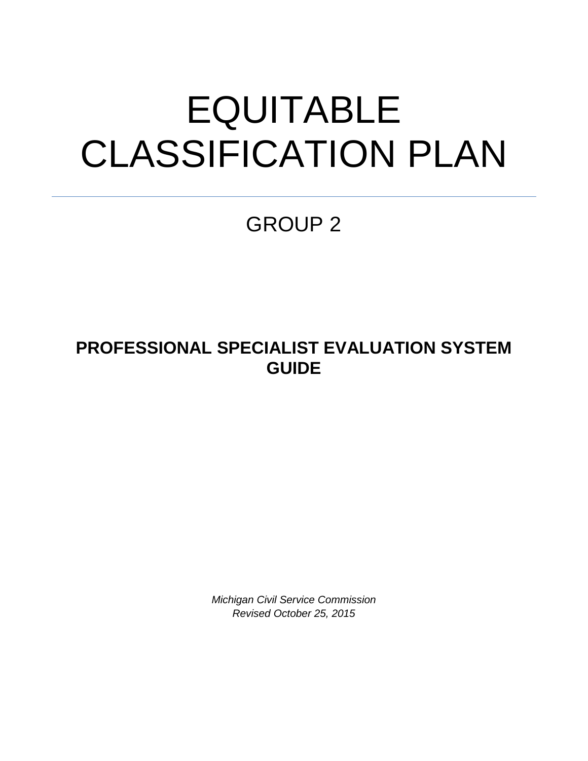# EQUITABLE CLASSIFICATION PLAN

---

## GROUP 2

**PROFESSIONAL SPECIALIST EVALUATION SYSTEM GUIDE**

*Michigan Civil Service Commission*
*Revised October 25, 2015*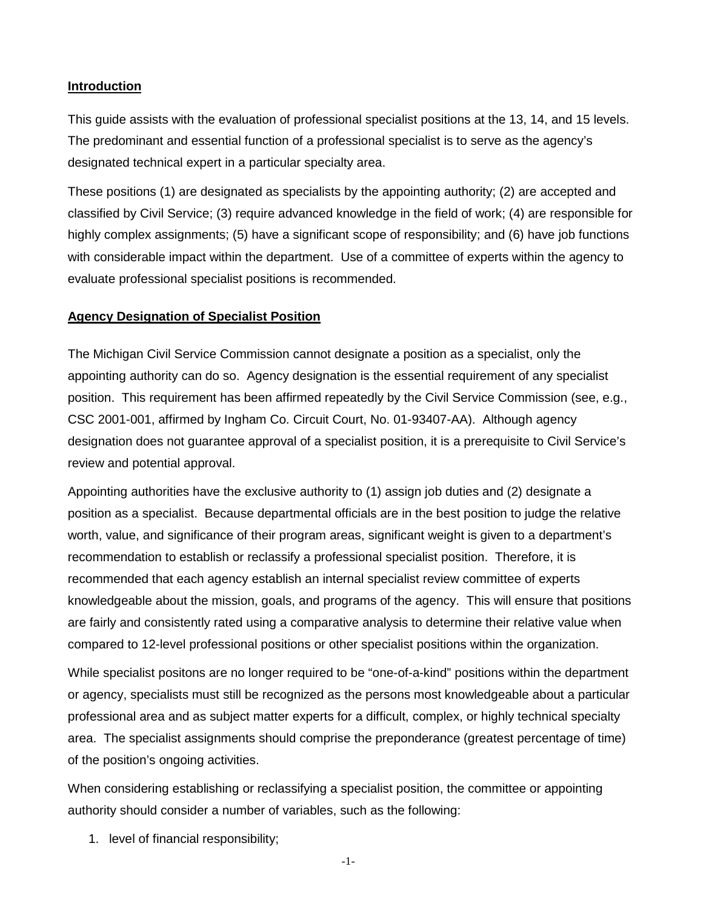## Introduction

This guide assists with the evaluation of professional specialist positions at the 13, 14, and 15 levels. The predominant and essential function of a professional specialist is to serve as the agency's designated technical expert in a particular specialty area.

These positions (1) are designated as specialists by the appointing authority; (2) are accepted and classified by Civil Service; (3) require advanced knowledge in the field of work; (4) are responsible for highly complex assignments; (5) have a significant scope of responsibility; and (6) have job functions with considerable impact within the department. Use of a committee of experts within the agency to evaluate professional specialist positions is recommended.

## Agency Designation of Specialist Position

The Michigan Civil Service Commission cannot designate a position as a specialist, only the appointing authority can do so. Agency designation is the essential requirement of any specialist position. This requirement has been affirmed repeatedly by the Civil Service Commission (see, e.g., CSC 2001-001, affirmed by Ingham Co. Circuit Court, No. 01-93407-AA). Although agency designation does not guarantee approval of a specialist position, it is a prerequisite to Civil Service's review and potential approval.

Appointing authorities have the exclusive authority to (1) assign job duties and (2) designate a position as a specialist. Because departmental officials are in the best position to judge the relative worth, value, and significance of their program areas, significant weight is given to a department's recommendation to establish or reclassify a professional specialist position. Therefore, it is recommended that each agency establish an internal specialist review committee of experts knowledgeable about the mission, goals, and programs of the agency. This will ensure that positions are fairly and consistently rated using a comparative analysis to determine their relative value when compared to 12-level professional positions or other specialist positions within the organization.

While specialist positons are no longer required to be "one-of-a-kind" positions within the department or agency, specialists must still be recognized as the persons most knowledgeable about a particular professional area and as subject matter experts for a difficult, complex, or highly technical specialty area. The specialist assignments should comprise the preponderance (greatest percentage of time) of the position's ongoing activities.

When considering establishing or reclassifying a specialist position, the committee or appointing authority should consider a number of variables, such as the following:

1. level of financial responsibility;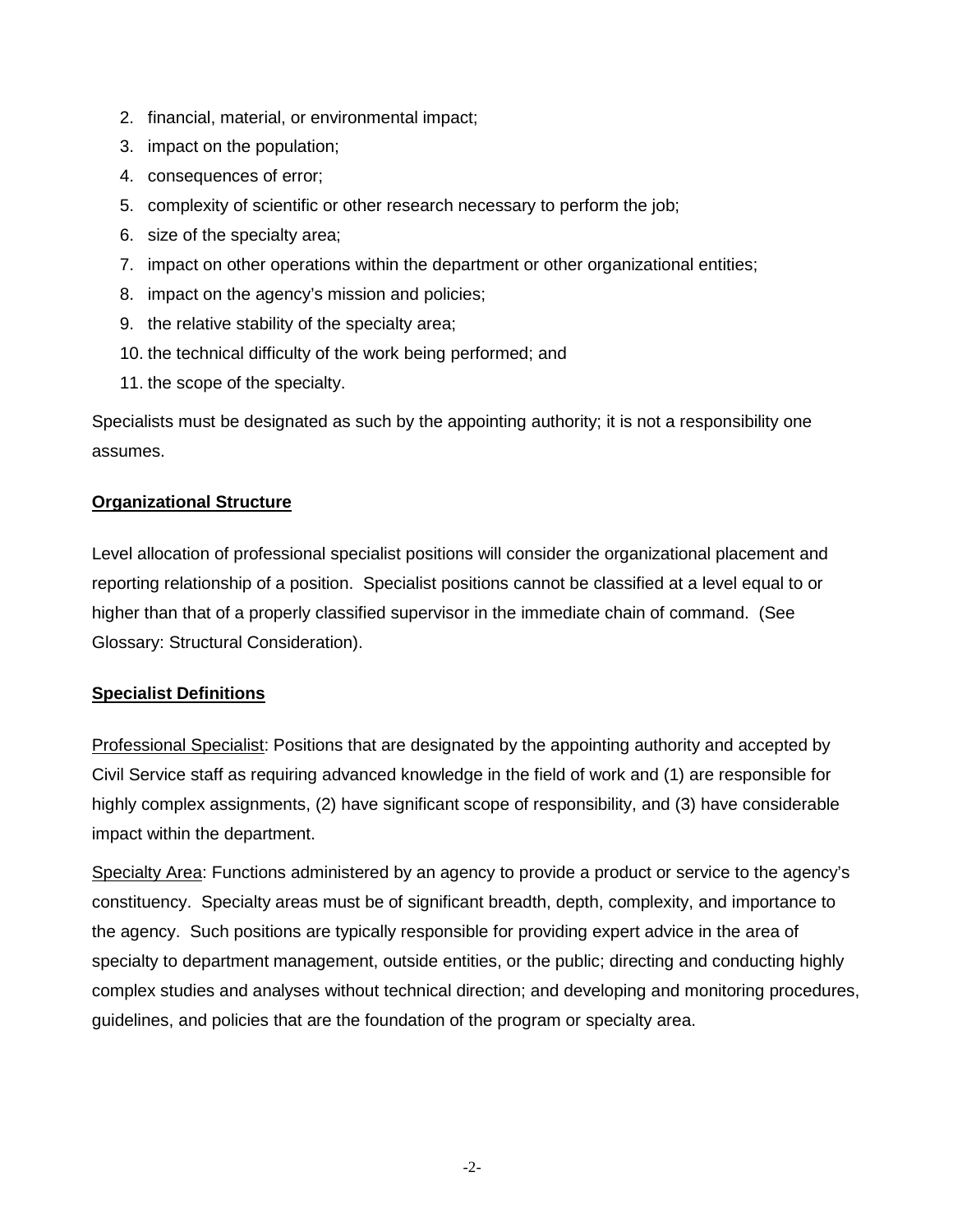2. financial, material, or environmental impact;
3. impact on the population;
4. consequences of error;
5. complexity of scientific or other research necessary to perform the job;
6. size of the specialty area;
7. impact on other operations within the department or other organizational entities;
8. impact on the agency's mission and policies;
9. the relative stability of the specialty area;
10. the technical difficulty of the work being performed; and
11. the scope of the specialty.

Specialists must be designated as such by the appointing authority; it is not a responsibility one assumes.

## Organizational Structure

Level allocation of professional specialist positions will consider the organizational placement and reporting relationship of a position. Specialist positions cannot be classified at a level equal to or higher than that of a properly classified supervisor in the immediate chain of command. (See Glossary: Structural Consideration).

## Specialist Definitions

Professional Specialist: Positions that are designated by the appointing authority and accepted by Civil Service staff as requiring advanced knowledge in the field of work and (1) are responsible for highly complex assignments, (2) have significant scope of responsibility, and (3) have considerable impact within the department.

Specialty Area: Functions administered by an agency to provide a product or service to the agency's constituency. Specialty areas must be of significant breadth, depth, complexity, and importance to the agency. Such positions are typically responsible for providing expert advice in the area of specialty to department management, outside entities, or the public; directing and conducting highly complex studies and analyses without technical direction; and developing and monitoring procedures, guidelines, and policies that are the foundation of the program or specialty area.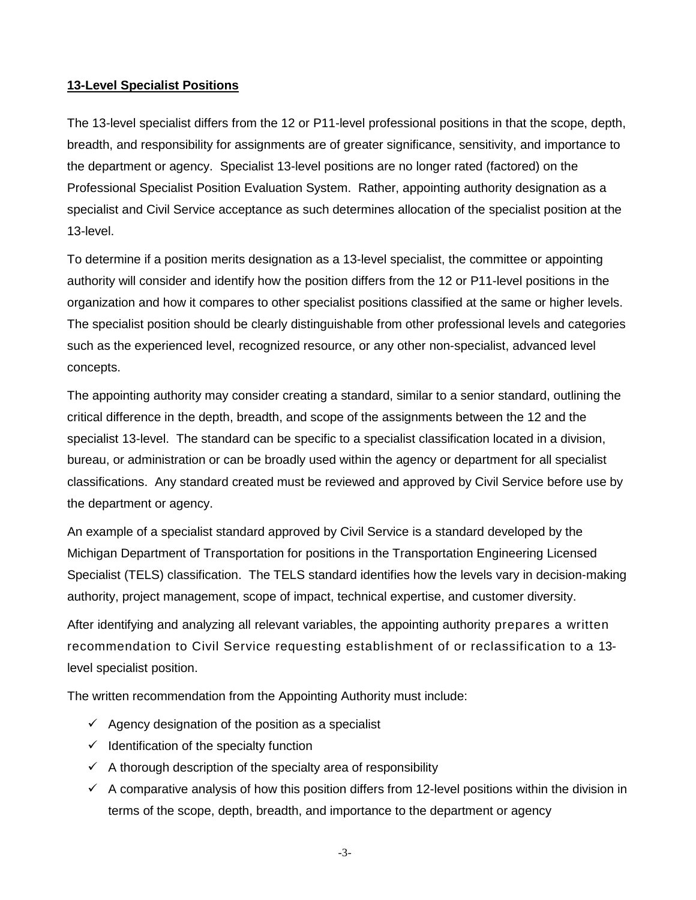**13-Level Specialist Positions**

The 13-level specialist differs from the 12 or P11-level professional positions in that the scope, depth, breadth, and responsibility for assignments are of greater significance, sensitivity, and importance to the department or agency. Specialist 13-level positions are no longer rated (factored) on the Professional Specialist Position Evaluation System. Rather, appointing authority designation as a specialist and Civil Service acceptance as such determines allocation of the specialist position at the 13-level.

To determine if a position merits designation as a 13-level specialist, the committee or appointing authority will consider and identify how the position differs from the 12 or P11-level positions in the organization and how it compares to other specialist positions classified at the same or higher levels. The specialist position should be clearly distinguishable from other professional levels and categories such as the experienced level, recognized resource, or any other non-specialist, advanced level concepts.

The appointing authority may consider creating a standard, similar to a senior standard, outlining the critical difference in the depth, breadth, and scope of the assignments between the 12 and the specialist 13-level. The standard can be specific to a specialist classification located in a division, bureau, or administration or can be broadly used within the agency or department for all specialist classifications. Any standard created must be reviewed and approved by Civil Service before use by the department or agency.

An example of a specialist standard approved by Civil Service is a standard developed by the Michigan Department of Transportation for positions in the Transportation Engineering Licensed Specialist (TELS) classification. The TELS standard identifies how the levels vary in decision-making authority, project management, scope of impact, technical expertise, and customer diversity.

After identifying and analyzing all relevant variables, the appointing authority prepares a written recommendation to Civil Service requesting establishment of or reclassification to a 13-level specialist position.

The written recommendation from the Appointing Authority must include:

- ✓ Agency designation of the position as a specialist
- ✓ Identification of the specialty function
- ✓ A thorough description of the specialty area of responsibility
- ✓ A comparative analysis of how this position differs from 12-level positions within the division in terms of the scope, depth, breadth, and importance to the department or agency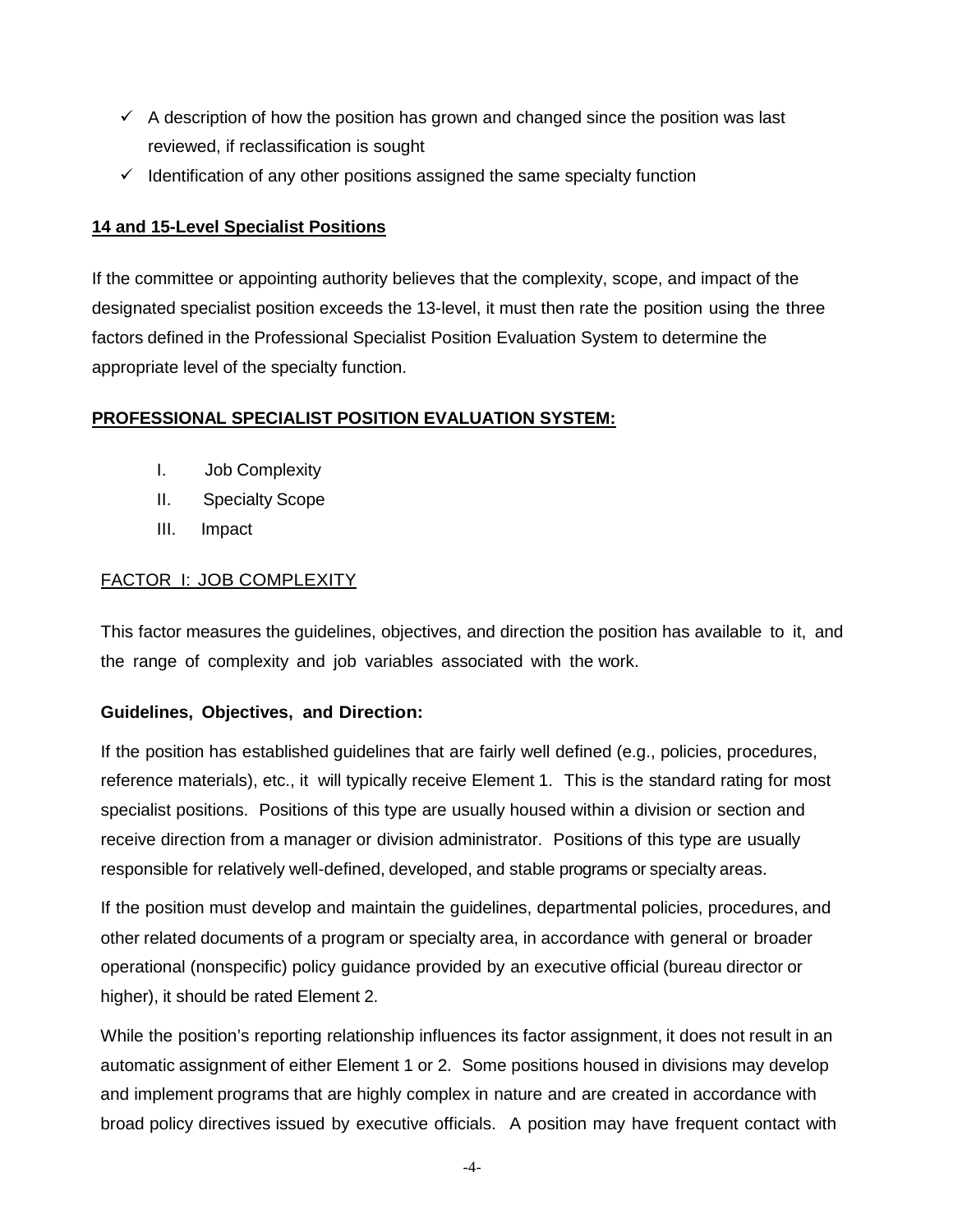- ✓ A description of how the position has grown and changed since the position was last reviewed, if reclassification is sought
- ✓ Identification of any other positions assigned the same specialty function

**14 and 15-Level Specialist Positions**

If the committee or appointing authority believes that the complexity, scope, and impact of the designated specialist position exceeds the 13-level, it must then rate the position using the three factors defined in the Professional Specialist Position Evaluation System to determine the appropriate level of the specialty function.

**PROFESSIONAL SPECIALIST POSITION EVALUATION SYSTEM:**

- I. Job Complexity
- II. Specialty Scope
- III. Impact

FACTOR I: JOB COMPLEXITY

This factor measures the guidelines, objectives, and direction the position has available to it, and the range of complexity and job variables associated with the work.

**Guidelines, Objectives, and Direction:**

If the position has established guidelines that are fairly well defined (e.g., policies, procedures, reference materials), etc., it will typically receive Element 1. This is the standard rating for most specialist positions. Positions of this type are usually housed within a division or section and receive direction from a manager or division administrator. Positions of this type are usually responsible for relatively well-defined, developed, and stable programs or specialty areas.

If the position must develop and maintain the guidelines, departmental policies, procedures, and other related documents of a program or specialty area, in accordance with general or broader operational (nonspecific) policy guidance provided by an executive official (bureau director or higher), it should be rated Element 2.

While the position's reporting relationship influences its factor assignment, it does not result in an automatic assignment of either Element 1 or 2. Some positions housed in divisions may develop and implement programs that are highly complex in nature and are created in accordance with broad policy directives issued by executive officials. A position may have frequent contact with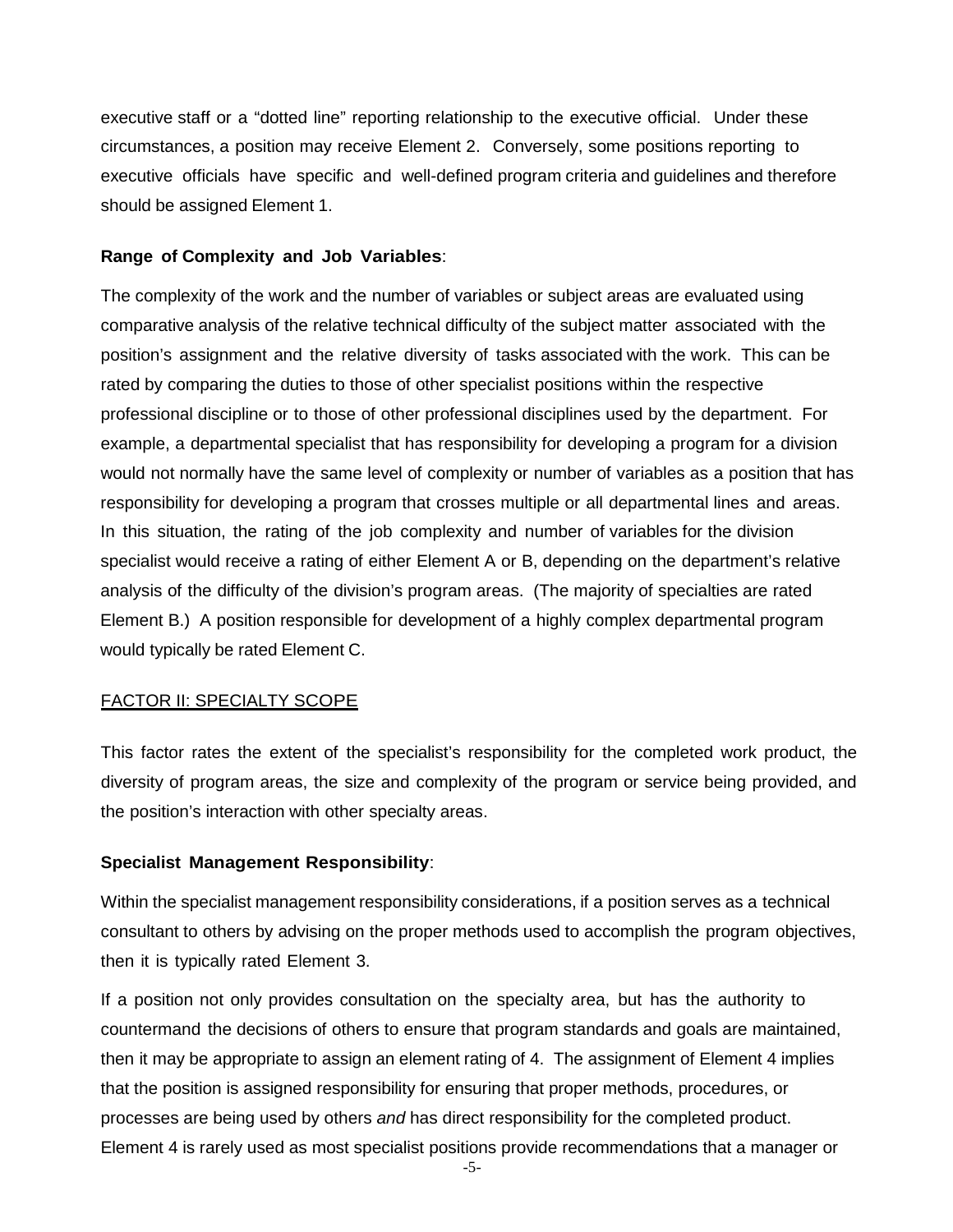executive staff or a “dotted line” reporting relationship to the executive official. Under these circumstances, a position may receive Element 2. Conversely, some positions reporting to executive officials have specific and well-defined program criteria and guidelines and therefore should be assigned Element 1.

**Range of Complexity and Job Variables**:

The complexity of the work and the number of variables or subject areas are evaluated using comparative analysis of the relative technical difficulty of the subject matter associated with the position’s assignment and the relative diversity of tasks associated with the work. This can be rated by comparing the duties to those of other specialist positions within the respective professional discipline or to those of other professional disciplines used by the department. For example, a departmental specialist that has responsibility for developing a program for a division would not normally have the same level of complexity or number of variables as a position that has responsibility for developing a program that crosses multiple or all departmental lines and areas. In this situation, the rating of the job complexity and number of variables for the division specialist would receive a rating of either Element A or B, depending on the department’s relative analysis of the difficulty of the division’s program areas. (The majority of specialties are rated Element B.) A position responsible for development of a highly complex departmental program would typically be rated Element C.

## FACTOR II: SPECIALTY SCOPE

This factor rates the extent of the specialist’s responsibility for the completed work product, the diversity of program areas, the size and complexity of the program or service being provided, and the position’s interaction with other specialty areas.

**Specialist Management Responsibility**:

Within the specialist management responsibility considerations, if a position serves as a technical consultant to others by advising on the proper methods used to accomplish the program objectives, then it is typically rated Element 3.

If a position not only provides consultation on the specialty area, but has the authority to countermand the decisions of others to ensure that program standards and goals are maintained, then it may be appropriate to assign an element rating of 4. The assignment of Element 4 implies that the position is assigned responsibility for ensuring that proper methods, procedures, or processes are being used by others *and* has direct responsibility for the completed product. Element 4 is rarely used as most specialist positions provide recommendations that a manager or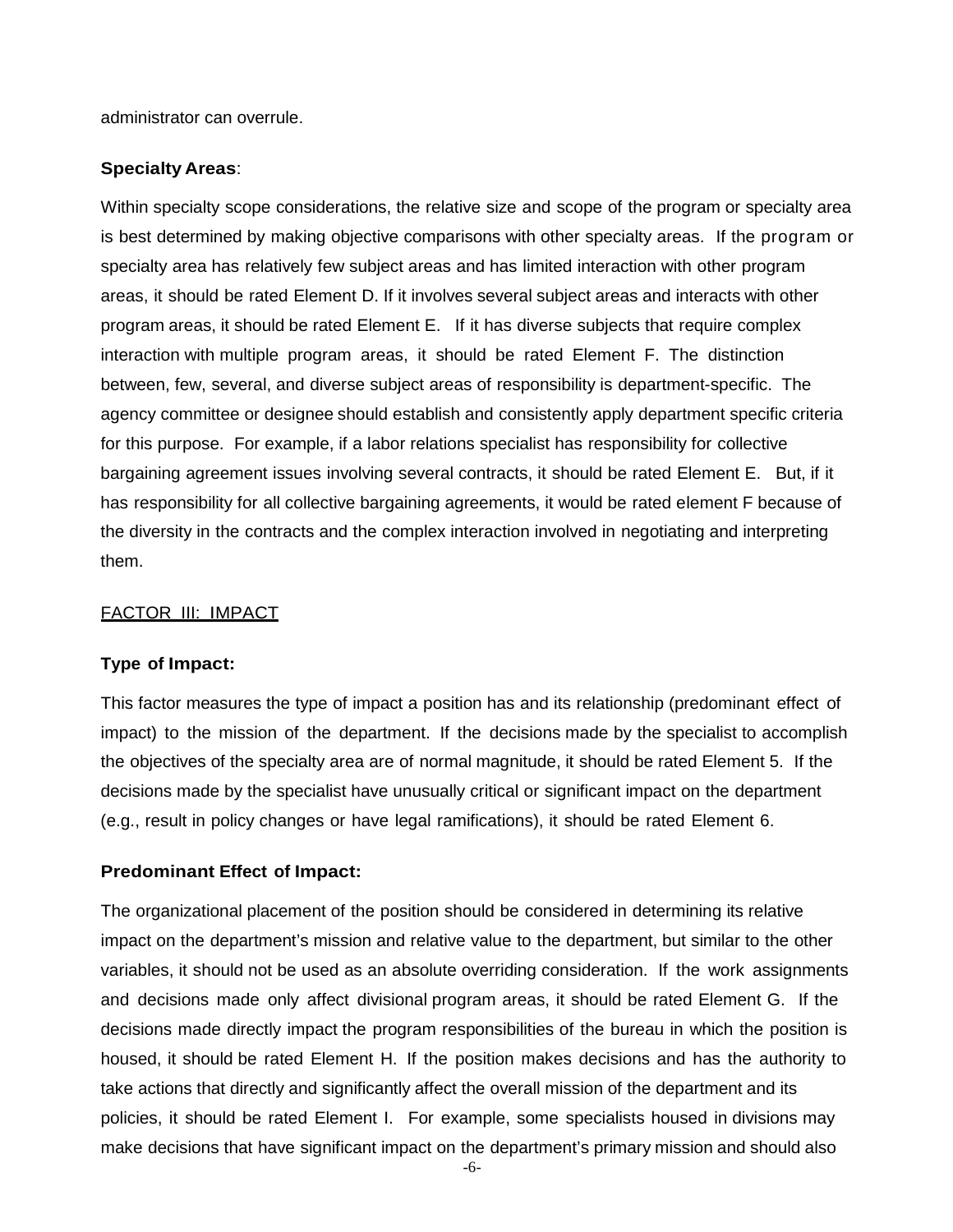administrator can overrule.

**Specialty Areas**:

Within specialty scope considerations, the relative size and scope of the program or specialty area is best determined by making objective comparisons with other specialty areas. If the program or specialty area has relatively few subject areas and has limited interaction with other program areas, it should be rated Element D. If it involves several subject areas and interacts with other program areas, it should be rated Element E. If it has diverse subjects that require complex interaction with multiple program areas, it should be rated Element F. The distinction between, few, several, and diverse subject areas of responsibility is department-specific. The agency committee or designee should establish and consistently apply department specific criteria for this purpose. For example, if a labor relations specialist has responsibility for collective bargaining agreement issues involving several contracts, it should be rated Element E. But, if it has responsibility for all collective bargaining agreements, it would be rated element F because of the diversity in the contracts and the complex interaction involved in negotiating and interpreting them.

## FACTOR III: IMPACT

**Type of Impact:**

This factor measures the type of impact a position has and its relationship (predominant effect of impact) to the mission of the department. If the decisions made by the specialist to accomplish the objectives of the specialty area are of normal magnitude, it should be rated Element 5. If the decisions made by the specialist have unusually critical or significant impact on the department (e.g., result in policy changes or have legal ramifications), it should be rated Element 6.

**Predominant Effect of Impact:**

The organizational placement of the position should be considered in determining its relative impact on the department's mission and relative value to the department, but similar to the other variables, it should not be used as an absolute overriding consideration. If the work assignments and decisions made only affect divisional program areas, it should be rated Element G. If the decisions made directly impact the program responsibilities of the bureau in which the position is housed, it should be rated Element H. If the position makes decisions and has the authority to take actions that directly and significantly affect the overall mission of the department and its policies, it should be rated Element I. For example, some specialists housed in divisions may make decisions that have significant impact on the department's primary mission and should also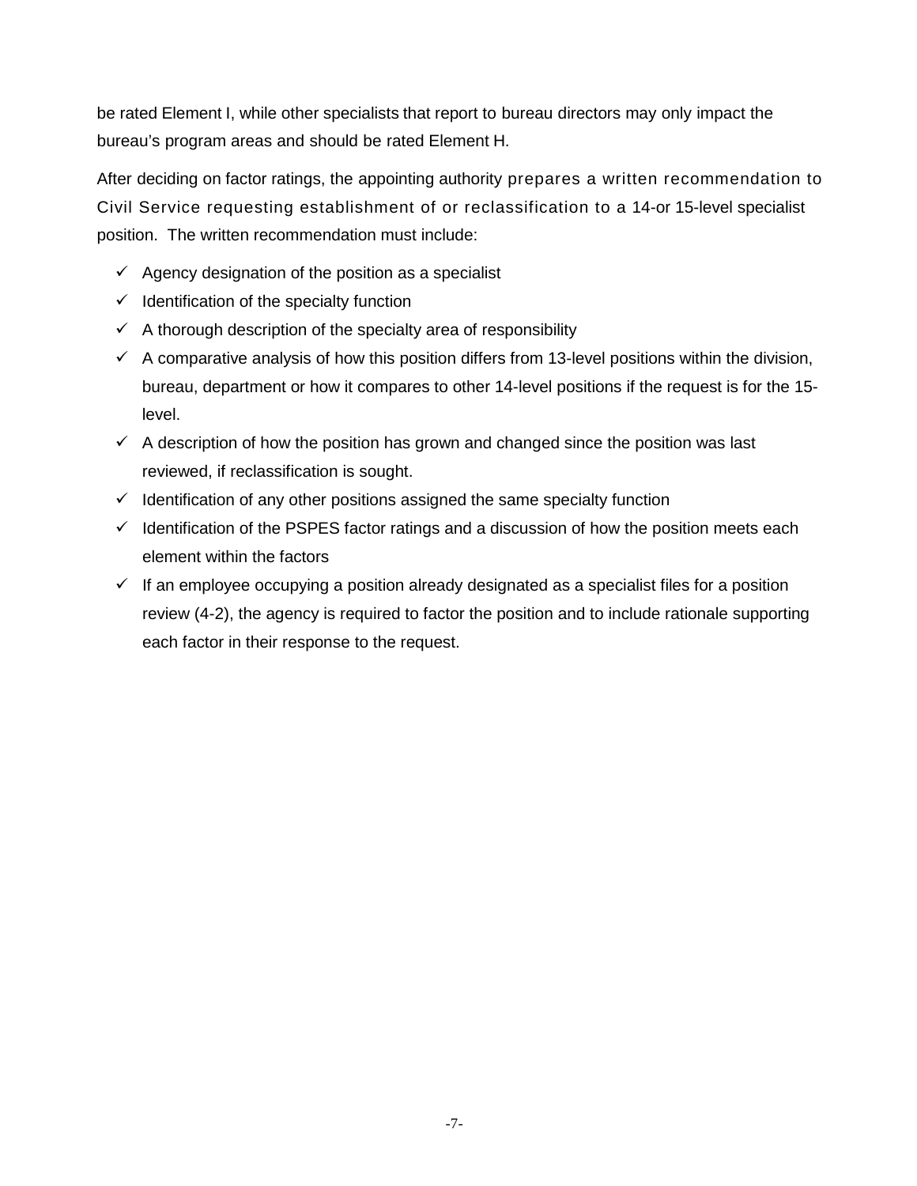be rated Element I, while other specialists that report to bureau directors may only impact the bureau's program areas and should be rated Element H.

After deciding on factor ratings, the appointing authority prepares a written recommendation to Civil Service requesting establishment of or reclassification to a 14-or 15-level specialist position. The written recommendation must include:

- ✓ Agency designation of the position as a specialist
- ✓ Identification of the specialty function
- ✓ A thorough description of the specialty area of responsibility
- ✓ A comparative analysis of how this position differs from 13-level positions within the division, bureau, department or how it compares to other 14-level positions if the request is for the 15-level.
- ✓ A description of how the position has grown and changed since the position was last reviewed, if reclassification is sought.
- ✓ Identification of any other positions assigned the same specialty function
- ✓ Identification of the PSPES factor ratings and a discussion of how the position meets each element within the factors
- ✓ If an employee occupying a position already designated as a specialist files for a position review (4-2), the agency is required to factor the position and to include rationale supporting each factor in their response to the request.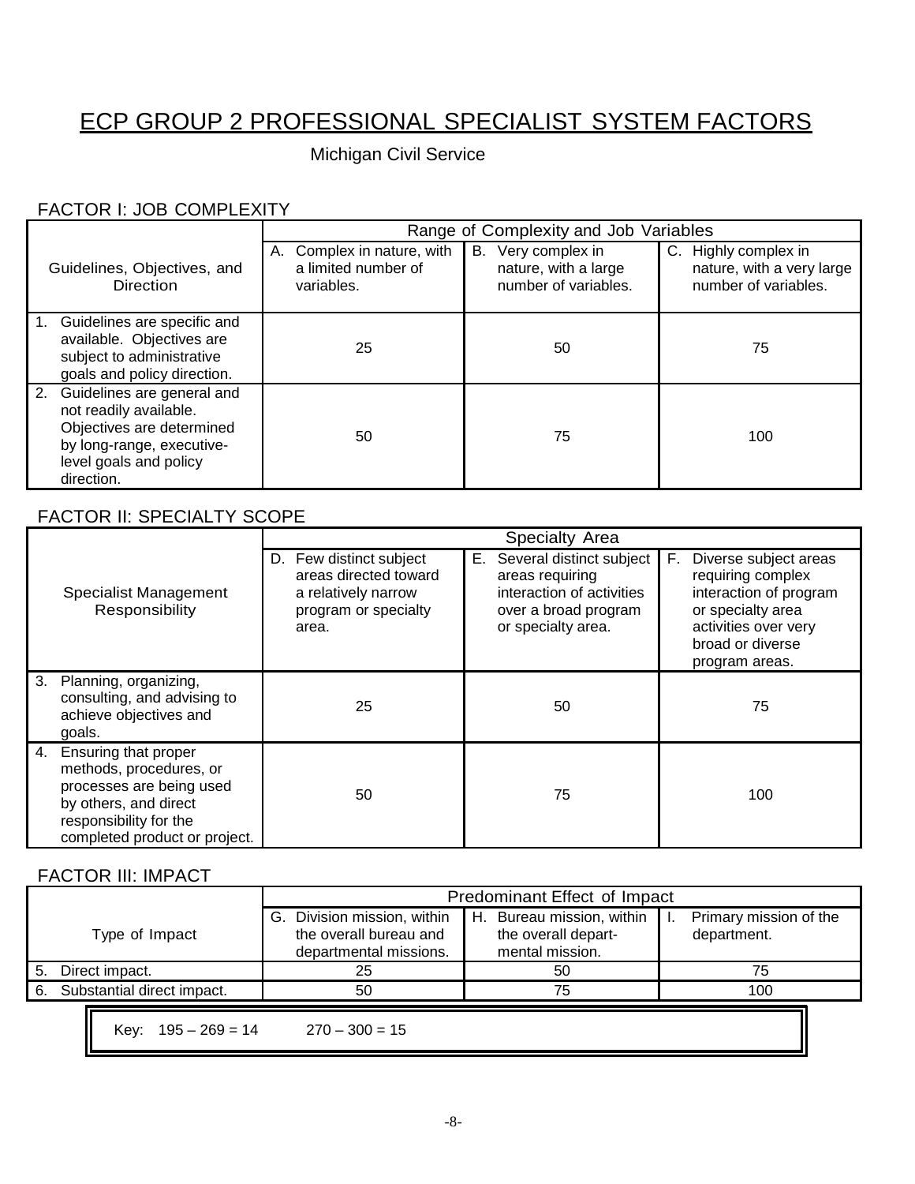# ECP GROUP 2 PROFESSIONAL SPECIALIST SYSTEM FACTORS

Michigan Civil Service

## FACTOR I: JOB COMPLEXITY

| Guidelines, Objectives, and Direction | Range of Complexity and Job Variables | | |
|---|---|---|---|
| | A. Complex in nature, with a limited number of variables. | B. Very complex in nature, with a large number of variables. | C. Highly complex in nature, with a very large number of variables. |
| 1. Guidelines are specific and available. Objectives are subject to administrative goals and policy direction. | 25 | 50 | 75 |
| 2. Guidelines are general and not readily available. Objectives are determined by long-range, executive-level goals and policy direction. | 50 | 75 | 100 |

## FACTOR II: SPECIALTY SCOPE

| Specialist Management Responsibility | Specialty Area | | |
|---|---|---|---|
| | D. Few distinct subject areas directed toward a relatively narrow program or specialty area. | E. Several distinct subject areas requiring interaction of activities over a broad program or specialty area. | F. Diverse subject areas requiring complex interaction of program or specialty area activities over very broad or diverse program areas. |
| 3. Planning, organizing, consulting, and advising to achieve objectives and goals. | 25 | 50 | 75 |
| 4. Ensuring that proper methods, procedures, or processes are being used by others, and direct responsibility for the completed product or project. | 50 | 75 | 100 |

## FACTOR III: IMPACT

| Type of Impact | Predominant Effect of Impact | | |
|---|---|---|---|
| | G. Division mission, within the overall bureau and departmental missions. | H. Bureau mission, within the overall depart-mental mission. | I. Primary mission of the department. |
| 5. Direct impact. | 25 | 50 | 75 |
| 6. Substantial direct impact. | 50 | 75 | 100 |

Key: 195 – 269 = 14 270 – 300 = 15